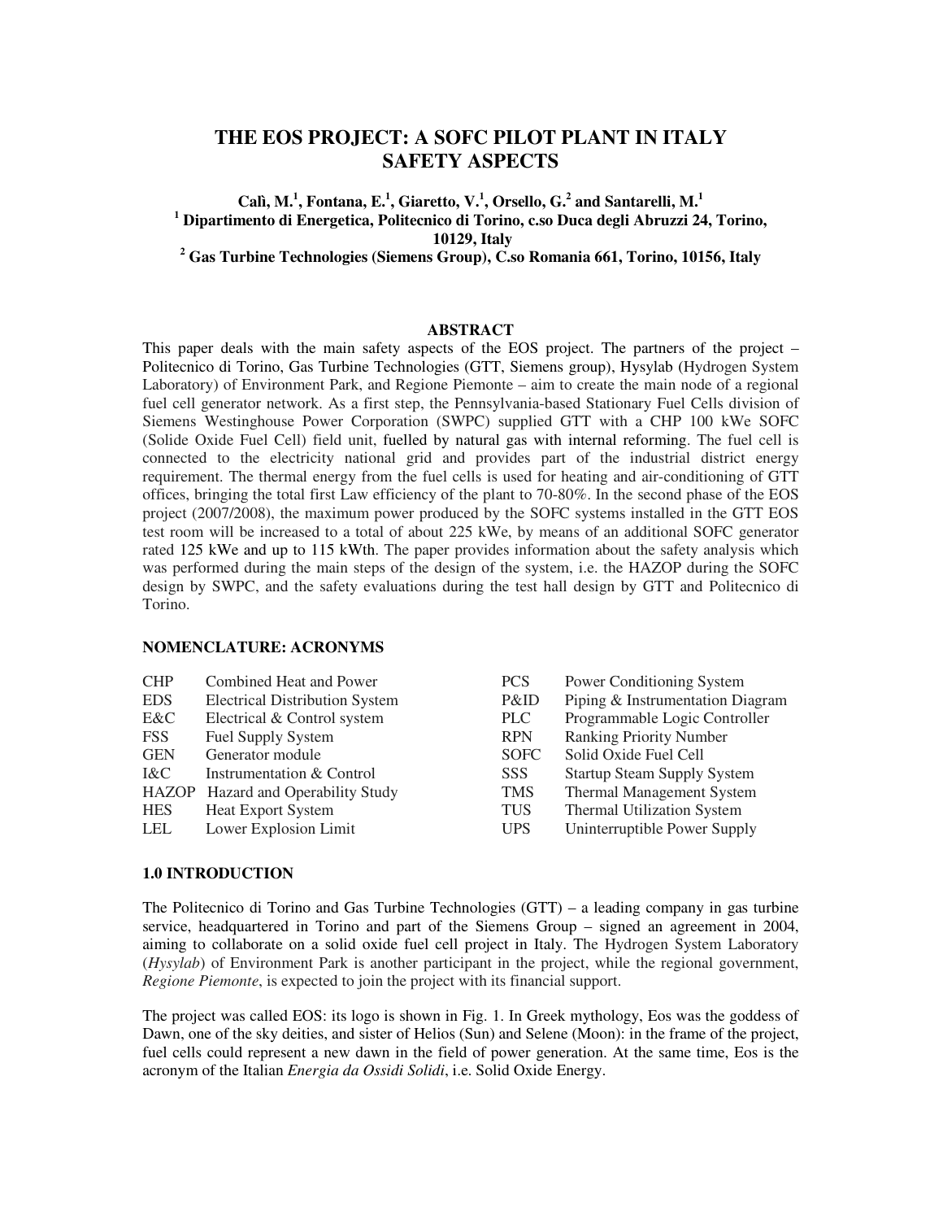# THE EOS PROJECT: A SOFC PILOT PLANT IN ITALY SAFETY ASPECTS

**Calì, M.[1], Fontana, E.[1], Giaretto, V.[1], Orsello, G.[2] and Santarelli, M.[1]**

**[1] Dipartimento di Energetica, Politecnico di Torino, c.so Duca degli Abruzzi 24, Torino, 10129, Italy**

**[2] Gas Turbine Technologies (Siemens Group), C.so Romania 661, Torino, 10156, Italy**

## ABSTRACT

This paper deals with the main safety aspects of the EOS project. The partners of the project – Politecnico di Torino, Gas Turbine Technologies (GTT, Siemens group), Hysylab (Hydrogen System Laboratory) of Environment Park, and Regione Piemonte – aim to create the main node of a regional fuel cell generator network. As a first step, the Pennsylvania-based Stationary Fuel Cells division of Siemens Westinghouse Power Corporation (SWPC) supplied GTT with a CHP 100 kWe SOFC (Solide Oxide Fuel Cell) field unit, fuelled by natural gas with internal reforming. The fuel cell is connected to the electricity national grid and provides part of the industrial district energy requirement. The thermal energy from the fuel cells is used for heating and air-conditioning of GTT offices, bringing the total first Law efficiency of the plant to 70-80%. In the second phase of the EOS project (2007/2008), the maximum power produced by the SOFC systems installed in the GTT EOS test room will be increased to a total of about 225 kWe, by means of an additional SOFC generator rated 125 kWe and up to 115 kWth. The paper provides information about the safety analysis which was performed during the main steps of the design of the system, i.e. the HAZOP during the SOFC design by SWPC, and the safety evaluations during the test hall design by GTT and Politecnico di Torino.

### NOMENCLATURE: ACRONYMS

| | | | |
|---|---|---|---|
| CHP | Combined Heat and Power | PCS | Power Conditioning System |
| EDS | Electrical Distribution System | P&ID | Piping & Instrumentation Diagram |
| E&C | Electrical & Control system | PLC | Programmable Logic Controller |
| FSS | Fuel Supply System | RPN | Ranking Priority Number |
| GEN | Generator module | SOFC | Solid Oxide Fuel Cell |
| I&C | Instrumentation & Control | SSS | Startup Steam Supply System |
| HAZOP | Hazard and Operability Study | TMS | Thermal Management System |
| HES | Heat Export System | TUS | Thermal Utilization System |
| LEL | Lower Explosion Limit | UPS | Uninterruptible Power Supply |

## 1.0 INTRODUCTION

The Politecnico di Torino and Gas Turbine Technologies (GTT) – a leading company in gas turbine service, headquartered in Torino and part of the Siemens Group – signed an agreement in 2004, aiming to collaborate on a solid oxide fuel cell project in Italy. The Hydrogen System Laboratory (*Hysylab*) of Environment Park is another participant in the project, while the regional government, *Regione Piemonte*, is expected to join the project with its financial support.

The project was called EOS: its logo is shown in Fig. 1. In Greek mythology, Eos was the goddess of Dawn, one of the sky deities, and sister of Helios (Sun) and Selene (Moon): in the frame of the project, fuel cells could represent a new dawn in the field of power generation. At the same time, Eos is the acronym of the Italian *Energia da Ossidi Solidi*, i.e. Solid Oxide Energy.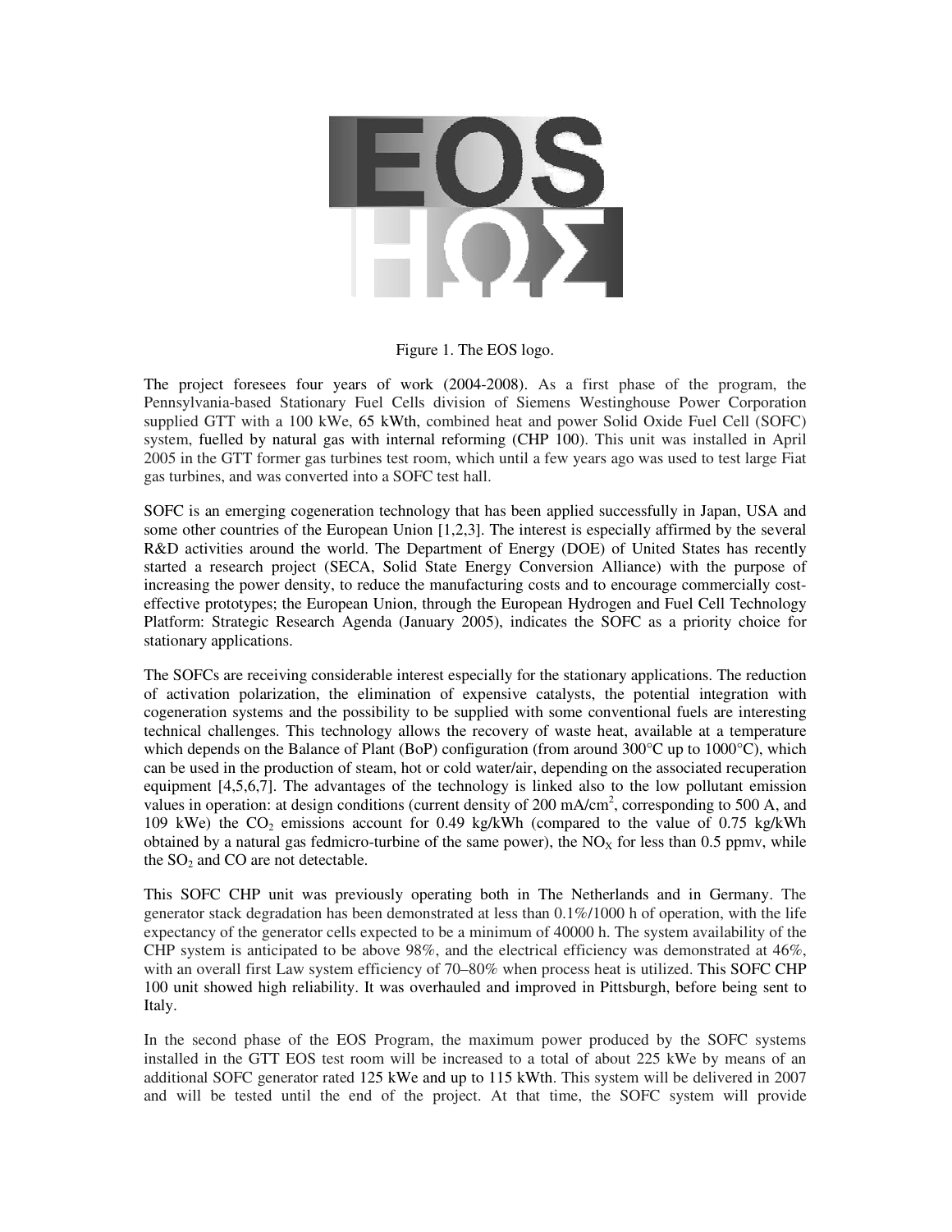Figure 1. The EOS logo.

The project foresees four years of work (2004-2008). As a first phase of the program, the Pennsylvania-based Stationary Fuel Cells division of Siemens Westinghouse Power Corporation supplied GTT with a 100 kWe, 65 kWth, combined heat and power Solid Oxide Fuel Cell (SOFC) system, fuelled by natural gas with internal reforming (CHP 100). This unit was installed in April 2005 in the GTT former gas turbines test room, which until a few years ago was used to test large Fiat gas turbines, and was converted into a SOFC test hall.

SOFC is an emerging cogeneration technology that has been applied successfully in Japan, USA and some other countries of the European Union [1,2,3]. The interest is especially affirmed by the several R&D activities around the world. The Department of Energy (DOE) of United States has recently started a research project (SECA, Solid State Energy Conversion Alliance) with the purpose of increasing the power density, to reduce the manufacturing costs and to encourage commercially cost-effective prototypes; the European Union, through the European Hydrogen and Fuel Cell Technology Platform: Strategic Research Agenda (January 2005), indicates the SOFC as a priority choice for stationary applications.

The SOFCs are receiving considerable interest especially for the stationary applications. The reduction of activation polarization, the elimination of expensive catalysts, the potential integration with cogeneration systems and the possibility to be supplied with some conventional fuels are interesting technical challenges. This technology allows the recovery of waste heat, available at a temperature which depends on the Balance of Plant (BoP) configuration (from around 300°C up to 1000°C), which can be used in the production of steam, hot or cold water/air, depending on the associated recuperation equipment [4,5,6,7]. The advantages of the technology is linked also to the low pollutant emission values in operation: at design conditions (current density of 200 mA/cm$^2$, corresponding to 500 A, and 109 kWe) the $CO_2$ emissions account for 0.49 kg/kWh (compared to the value of 0.75 kg/kWh obtained by a natural gas fedmicro-turbine of the same power), the $NO_X$ for less than 0.5 ppmv, while the $SO_2$ and CO are not detectable.

This SOFC CHP unit was previously operating both in The Netherlands and in Germany. The generator stack degradation has been demonstrated at less than 0.1%/1000 h of operation, with the life expectancy of the generator cells expected to be a minimum of 40000 h. The system availability of the CHP system is anticipated to be above 98%, and the electrical efficiency was demonstrated at 46%, with an overall first Law system efficiency of 70–80% when process heat is utilized. This SOFC CHP 100 unit showed high reliability. It was overhauled and improved in Pittsburgh, before being sent to Italy.

In the second phase of the EOS Program, the maximum power produced by the SOFC systems installed in the GTT EOS test room will be increased to a total of about 225 kWe by means of an additional SOFC generator rated 125 kWe and up to 115 kWth. This system will be delivered in 2007 and will be tested until the end of the project. At that time, the SOFC system will provide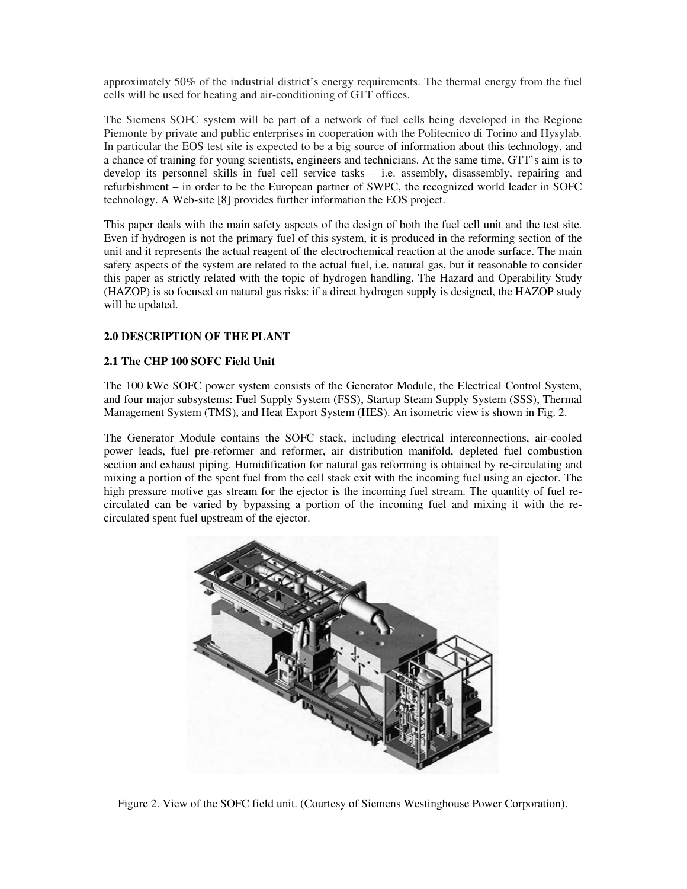approximately 50% of the industrial district's energy requirements. The thermal energy from the fuel cells will be used for heating and air-conditioning of GTT offices.

The Siemens SOFC system will be part of a network of fuel cells being developed in the Regione Piemonte by private and public enterprises in cooperation with the Politecnico di Torino and Hysylab. In particular the EOS test site is expected to be a big source of information about this technology, and a chance of training for young scientists, engineers and technicians. At the same time, GTT's aim is to develop its personnel skills in fuel cell service tasks – i.e. assembly, disassembly, repairing and refurbishment – in order to be the European partner of SWPC, the recognized world leader in SOFC technology. A Web-site [8] provides further information the EOS project.

This paper deals with the main safety aspects of the design of both the fuel cell unit and the test site. Even if hydrogen is not the primary fuel of this system, it is produced in the reforming section of the unit and it represents the actual reagent of the electrochemical reaction at the anode surface. The main safety aspects of the system are related to the actual fuel, i.e. natural gas, but it reasonable to consider this paper as strictly related with the topic of hydrogen handling. The Hazard and Operability Study (HAZOP) is so focused on natural gas risks: if a direct hydrogen supply is designed, the HAZOP study will be updated.

## 2.0 DESCRIPTION OF THE PLANT

### 2.1 The CHP 100 SOFC Field Unit

The 100 kWe SOFC power system consists of the Generator Module, the Electrical Control System, and four major subsystems: Fuel Supply System (FSS), Startup Steam Supply System (SSS), Thermal Management System (TMS), and Heat Export System (HES). An isometric view is shown in Fig. 2.

The Generator Module contains the SOFC stack, including electrical interconnections, air-cooled power leads, fuel pre-reformer and reformer, air distribution manifold, depleted fuel combustion section and exhaust piping. Humidification for natural gas reforming is obtained by re-circulating and mixing a portion of the spent fuel from the cell stack exit with the incoming fuel using an ejector. The high pressure motive gas stream for the ejector is the incoming fuel stream. The quantity of fuel re-circulated can be varied by bypassing a portion of the incoming fuel and mixing it with the re-circulated spent fuel upstream of the ejector.

Figure 2. View of the SOFC field unit. (Courtesy of Siemens Westinghouse Power Corporation).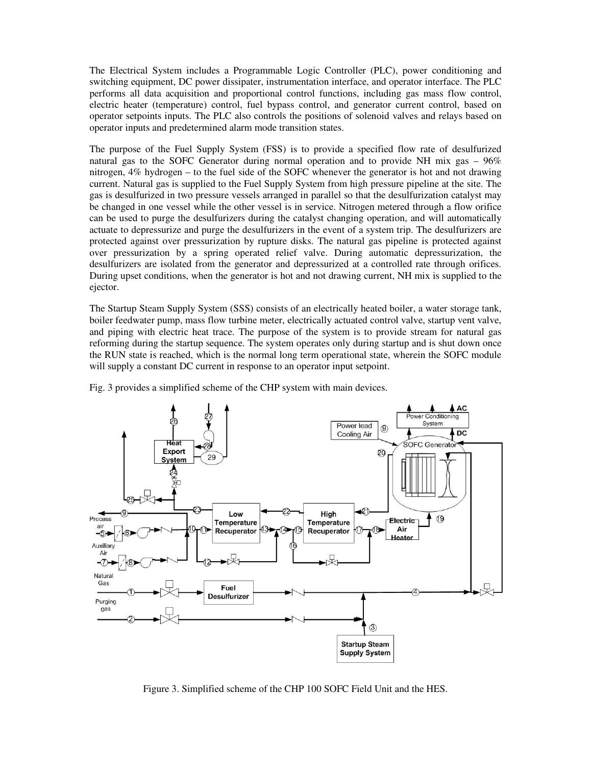The Electrical System includes a Programmable Logic Controller (PLC), power conditioning and switching equipment, DC power dissipater, instrumentation interface, and operator interface. The PLC performs all data acquisition and proportional control functions, including gas mass flow control, electric heater (temperature) control, fuel bypass control, and generator current control, based on operator setpoints inputs. The PLC also controls the positions of solenoid valves and relays based on operator inputs and predetermined alarm mode transition states.

The purpose of the Fuel Supply System (FSS) is to provide a specified flow rate of desulfurized natural gas to the SOFC Generator during normal operation and to provide NH mix gas – 96% nitrogen, 4% hydrogen – to the fuel side of the SOFC whenever the generator is hot and not drawing current. Natural gas is supplied to the Fuel Supply System from high pressure pipeline at the site. The gas is desulfurized in two pressure vessels arranged in parallel so that the desulfurization catalyst may be changed in one vessel while the other vessel is in service. Nitrogen metered through a flow orifice can be used to purge the desulfurizers during the catalyst changing operation, and will automatically actuate to depressurize and purge the desulfurizers in the event of a system trip. The desulfurizers are protected against over pressurization by rupture disks. The natural gas pipeline is protected against over pressurization by a spring operated relief valve. During automatic depressurization, the desulfurizers are isolated from the generator and depressurized at a controlled rate through orifices. During upset conditions, when the generator is hot and not drawing current, NH mix is supplied to the ejector.

The Startup Steam Supply System (SSS) consists of an electrically heated boiler, a water storage tank, boiler feedwater pump, mass flow turbine meter, electrically actuated control valve, startup vent valve, and piping with electric heat trace. The purpose of the system is to provide stream for natural gas reforming during the startup sequence. The system operates only during startup and is shut down once the RUN state is reached, which is the normal long term operational state, wherein the SOFC module will supply a constant DC current in response to an operator input setpoint.

Fig. 3 provides a simplified scheme of the CHP system with main devices.

Figure 3. Simplified scheme of the CHP 100 SOFC Field Unit and the HES.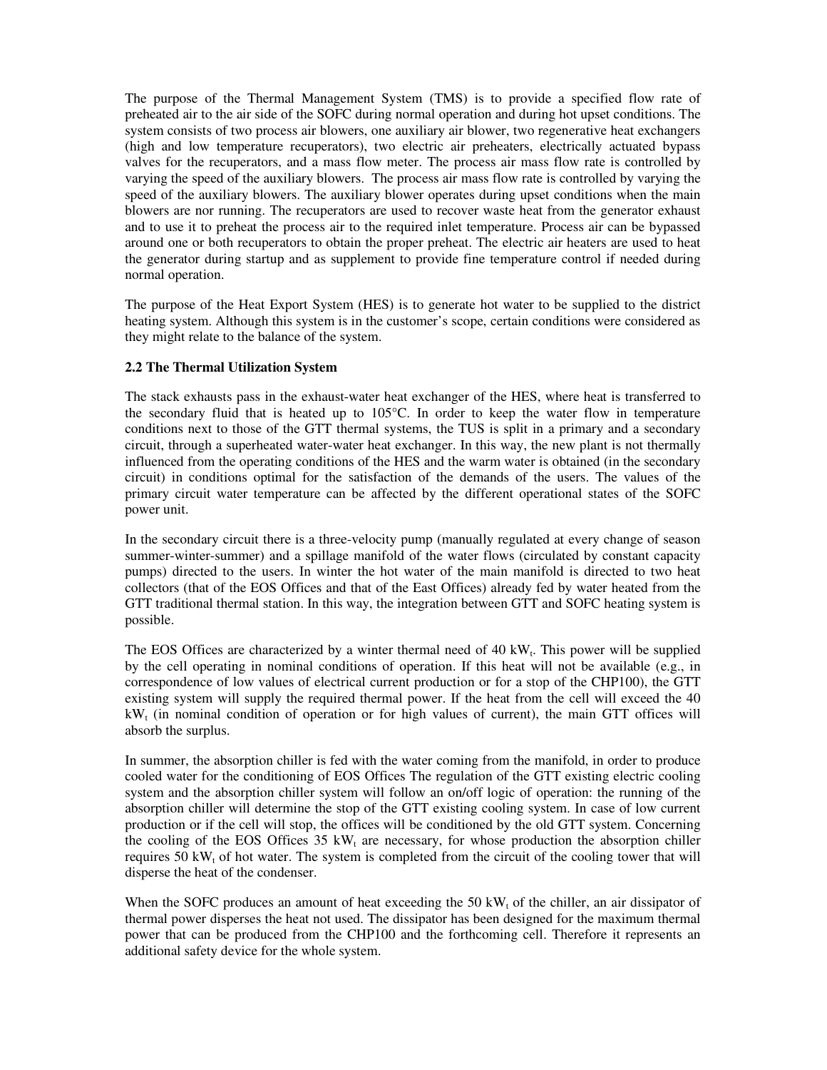The purpose of the Thermal Management System (TMS) is to provide a specified flow rate of preheated air to the air side of the SOFC during normal operation and during hot upset conditions. The system consists of two process air blowers, one auxiliary air blower, two regenerative heat exchangers (high and low temperature recuperators), two electric air preheaters, electrically actuated bypass valves for the recuperators, and a mass flow meter. The process air mass flow rate is controlled by varying the speed of the auxiliary blowers. The process air mass flow rate is controlled by varying the speed of the auxiliary blowers. The auxiliary blower operates during upset conditions when the main blowers are nor running. The recuperators are used to recover waste heat from the generator exhaust and to use it to preheat the process air to the required inlet temperature. Process air can be bypassed around one or both recuperators to obtain the proper preheat. The electric air heaters are used to heat the generator during startup and as supplement to provide fine temperature control if needed during normal operation.

The purpose of the Heat Export System (HES) is to generate hot water to be supplied to the district heating system. Although this system is in the customer's scope, certain conditions were considered as they might relate to the balance of the system.

### 2.2 The Thermal Utilization System

The stack exhausts pass in the exhaust-water heat exchanger of the HES, where heat is transferred to the secondary fluid that is heated up to 105°C. In order to keep the water flow in temperature conditions next to those of the GTT thermal systems, the TUS is split in a primary and a secondary circuit, through a superheated water-water heat exchanger. In this way, the new plant is not thermally influenced from the operating conditions of the HES and the warm water is obtained (in the secondary circuit) in conditions optimal for the satisfaction of the demands of the users. The values of the primary circuit water temperature can be affected by the different operational states of the SOFC power unit.

In the secondary circuit there is a three-velocity pump (manually regulated at every change of season summer-winter-summer) and a spillage manifold of the water flows (circulated by constant capacity pumps) directed to the users. In winter the hot water of the main manifold is directed to two heat collectors (that of the EOS Offices and that of the East Offices) already fed by water heated from the GTT traditional thermal station. In this way, the integration between GTT and SOFC heating system is possible.

The EOS Offices are characterized by a winter thermal need of 40 $kW_t$. This power will be supplied by the cell operating in nominal conditions of operation. If this heat will not be available (e.g., in correspondence of low values of electrical current production or for a stop of the CHP100), the GTT existing system will supply the required thermal power. If the heat from the cell will exceed the 40 $kW_t$ (in nominal condition of operation or for high values of current), the main GTT offices will absorb the surplus.

In summer, the absorption chiller is fed with the water coming from the manifold, in order to produce cooled water for the conditioning of EOS Offices The regulation of the GTT existing electric cooling system and the absorption chiller system will follow an on/off logic of operation: the running of the absorption chiller will determine the stop of the GTT existing cooling system. In case of low current production or if the cell will stop, the offices will be conditioned by the old GTT system. Concerning the cooling of the EOS Offices 35 $kW_t$ are necessary, for whose production the absorption chiller requires 50 $kW_t$ of hot water. The system is completed from the circuit of the cooling tower that will disperse the heat of the condenser.

When the SOFC produces an amount of heat exceeding the 50 $kW_t$ of the chiller, an air dissipator of thermal power disperses the heat not used. The dissipator has been designed for the maximum thermal power that can be produced from the CHP100 and the forthcoming cell. Therefore it represents an additional safety device for the whole system.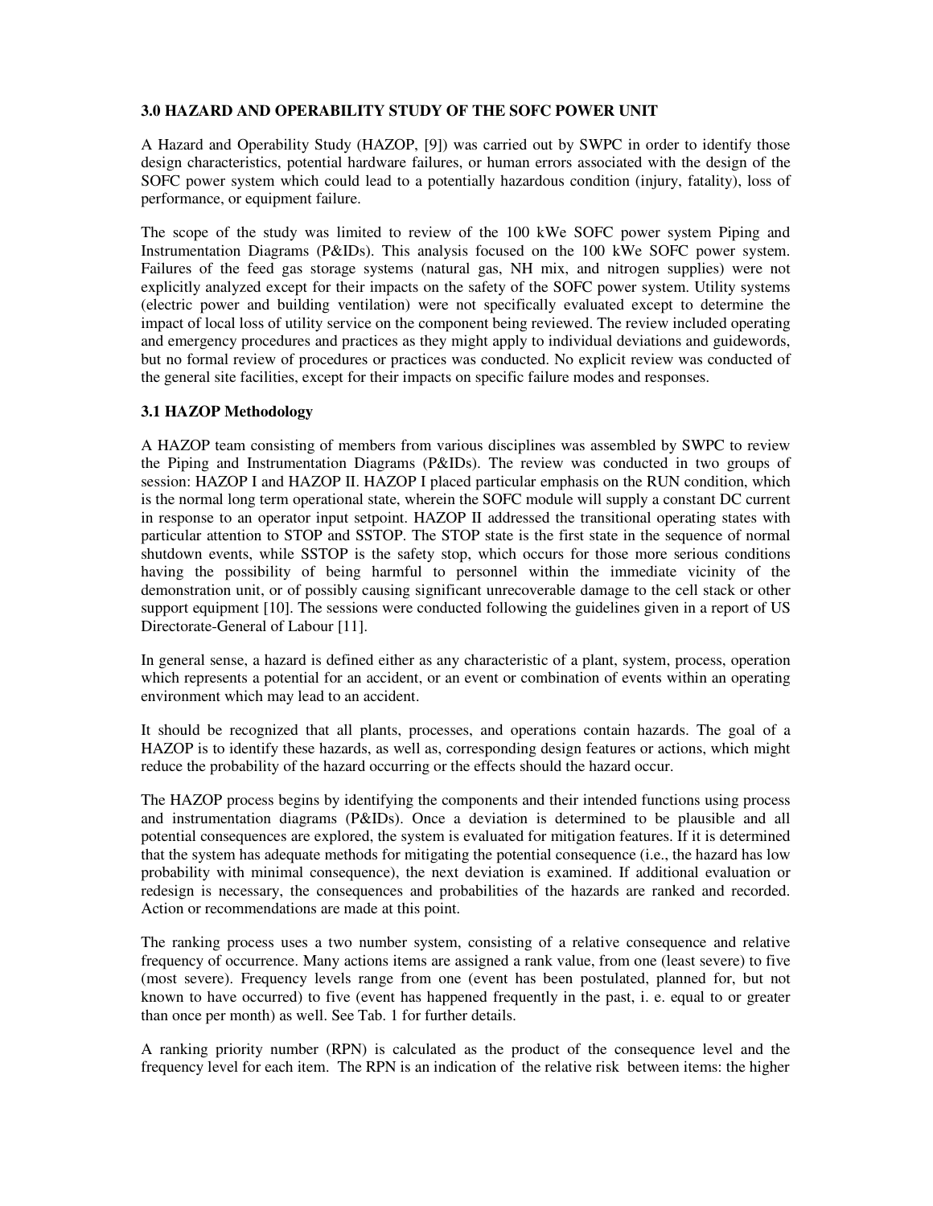## 3.0 HAZARD AND OPERABILITY STUDY OF THE SOFC POWER UNIT

A Hazard and Operability Study (HAZOP, [9]) was carried out by SWPC in order to identify those design characteristics, potential hardware failures, or human errors associated with the design of the SOFC power system which could lead to a potentially hazardous condition (injury, fatality), loss of performance, or equipment failure.

The scope of the study was limited to review of the 100 kWe SOFC power system Piping and Instrumentation Diagrams (P&IDs). This analysis focused on the 100 kWe SOFC power system. Failures of the feed gas storage systems (natural gas, NH mix, and nitrogen supplies) were not explicitly analyzed except for their impacts on the safety of the SOFC power system. Utility systems (electric power and building ventilation) were not specifically evaluated except to determine the impact of local loss of utility service on the component being reviewed. The review included operating and emergency procedures and practices as they might apply to individual deviations and guidewords, but no formal review of procedures or practices was conducted. No explicit review was conducted of the general site facilities, except for their impacts on specific failure modes and responses.

### 3.1 HAZOP Methodology

A HAZOP team consisting of members from various disciplines was assembled by SWPC to review the Piping and Instrumentation Diagrams (P&IDs). The review was conducted in two groups of session: HAZOP I and HAZOP II. HAZOP I placed particular emphasis on the RUN condition, which is the normal long term operational state, wherein the SOFC module will supply a constant DC current in response to an operator input setpoint. HAZOP II addressed the transitional operating states with particular attention to STOP and SSTOP. The STOP state is the first state in the sequence of normal shutdown events, while SSTOP is the safety stop, which occurs for those more serious conditions having the possibility of being harmful to personnel within the immediate vicinity of the demonstration unit, or of possibly causing significant unrecoverable damage to the cell stack or other support equipment [10]. The sessions were conducted following the guidelines given in a report of US Directorate-General of Labour [11].

In general sense, a hazard is defined either as any characteristic of a plant, system, process, operation which represents a potential for an accident, or an event or combination of events within an operating environment which may lead to an accident.

It should be recognized that all plants, processes, and operations contain hazards. The goal of a HAZOP is to identify these hazards, as well as, corresponding design features or actions, which might reduce the probability of the hazard occurring or the effects should the hazard occur.

The HAZOP process begins by identifying the components and their intended functions using process and instrumentation diagrams (P&IDs). Once a deviation is determined to be plausible and all potential consequences are explored, the system is evaluated for mitigation features. If it is determined that the system has adequate methods for mitigating the potential consequence (i.e., the hazard has low probability with minimal consequence), the next deviation is examined. If additional evaluation or redesign is necessary, the consequences and probabilities of the hazards are ranked and recorded. Action or recommendations are made at this point.

The ranking process uses a two number system, consisting of a relative consequence and relative frequency of occurrence. Many actions items are assigned a rank value, from one (least severe) to five (most severe). Frequency levels range from one (event has been postulated, planned for, but not known to have occurred) to five (event has happened frequently in the past, i. e. equal to or greater than once per month) as well. See Tab. 1 for further details.

A ranking priority number (RPN) is calculated as the product of the consequence level and the frequency level for each item. The RPN is an indication of the relative risk between items: the higher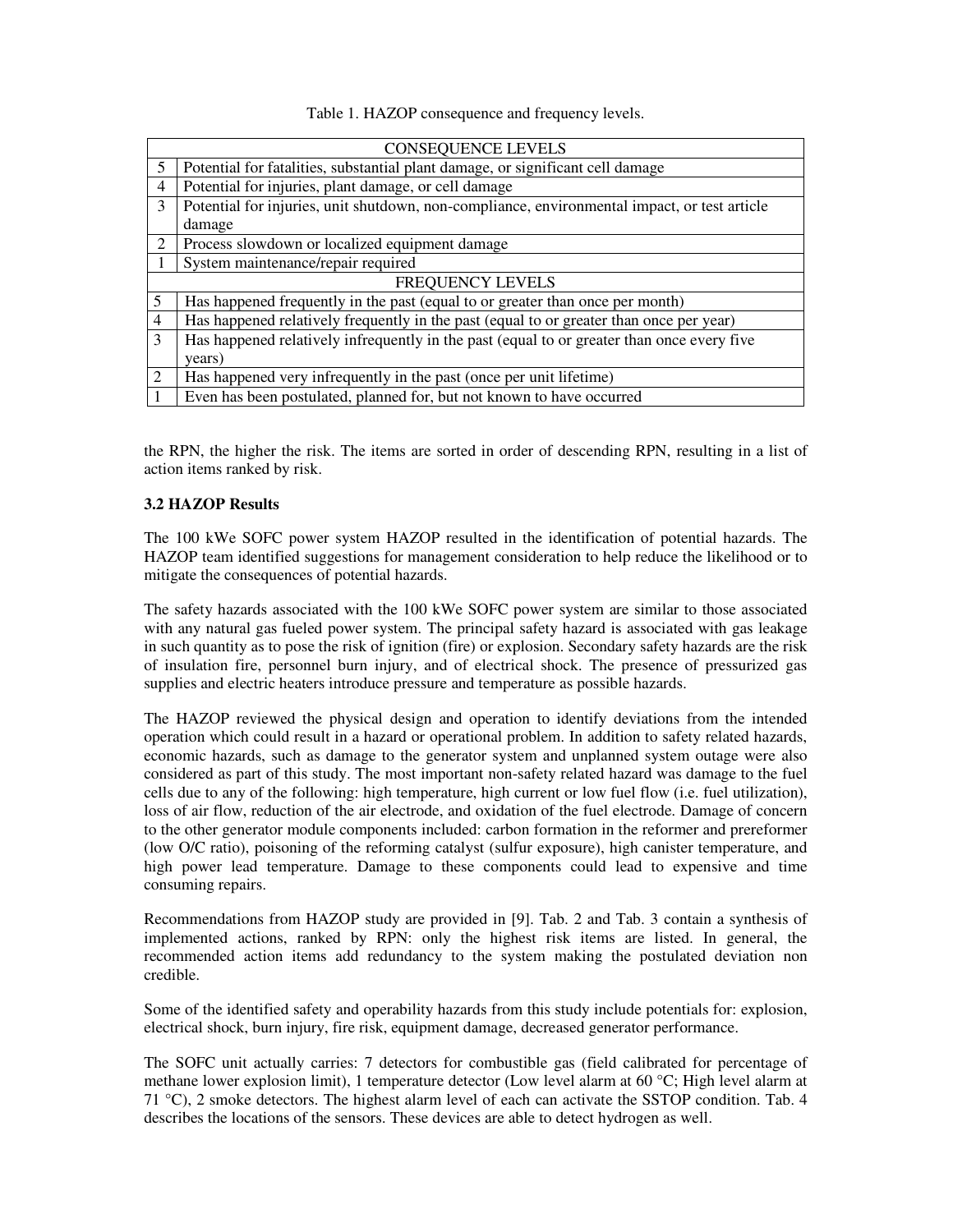Table 1. HAZOP consequence and frequency levels.

| CONSEQUENCE LEVELS | |
|---|---|
| 5 | Potential for fatalities, substantial plant damage, or significant cell damage |
| 4 | Potential for injuries, plant damage, or cell damage |
| 3 | Potential for injuries, unit shutdown, non-compliance, environmental impact, or test article damage |
| 2 | Process slowdown or localized equipment damage |
| 1 | System maintenance/repair required |
| FREQUENCY LEVELS | |
| 5 | Has happened frequently in the past (equal to or greater than once per month) |
| 4 | Has happened relatively frequently in the past (equal to or greater than once per year) |
| 3 | Has happened relatively infrequently in the past (equal to or greater than once every five years) |
| 2 | Has happened very infrequently in the past (once per unit lifetime) |
| 1 | Even has been postulated, planned for, but not known to have occurred |

the RPN, the higher the risk. The items are sorted in order of descending RPN, resulting in a list of action items ranked by risk.

### 3.2 HAZOP Results

The 100 kWe SOFC power system HAZOP resulted in the identification of potential hazards. The HAZOP team identified suggestions for management consideration to help reduce the likelihood or to mitigate the consequences of potential hazards.

The safety hazards associated with the 100 kWe SOFC power system are similar to those associated with any natural gas fueled power system. The principal safety hazard is associated with gas leakage in such quantity as to pose the risk of ignition (fire) or explosion. Secondary safety hazards are the risk of insulation fire, personnel burn injury, and of electrical shock. The presence of pressurized gas supplies and electric heaters introduce pressure and temperature as possible hazards.

The HAZOP reviewed the physical design and operation to identify deviations from the intended operation which could result in a hazard or operational problem. In addition to safety related hazards, economic hazards, such as damage to the generator system and unplanned system outage were also considered as part of this study. The most important non-safety related hazard was damage to the fuel cells due to any of the following: high temperature, high current or low fuel flow (i.e. fuel utilization), loss of air flow, reduction of the air electrode, and oxidation of the fuel electrode. Damage of concern to the other generator module components included: carbon formation in the reformer and prereformer (low O/C ratio), poisoning of the reforming catalyst (sulfur exposure), high canister temperature, and high power lead temperature. Damage to these components could lead to expensive and time consuming repairs.

Recommendations from HAZOP study are provided in [9]. Tab. 2 and Tab. 3 contain a synthesis of implemented actions, ranked by RPN: only the highest risk items are listed. In general, the recommended action items add redundancy to the system making the postulated deviation non credible.

Some of the identified safety and operability hazards from this study include potentials for: explosion, electrical shock, burn injury, fire risk, equipment damage, decreased generator performance.

The SOFC unit actually carries: 7 detectors for combustible gas (field calibrated for percentage of methane lower explosion limit), 1 temperature detector (Low level alarm at 60 °C; High level alarm at 71 °C), 2 smoke detectors. The highest alarm level of each can activate the SSTOP condition. Tab. 4 describes the locations of the sensors. These devices are able to detect hydrogen as well.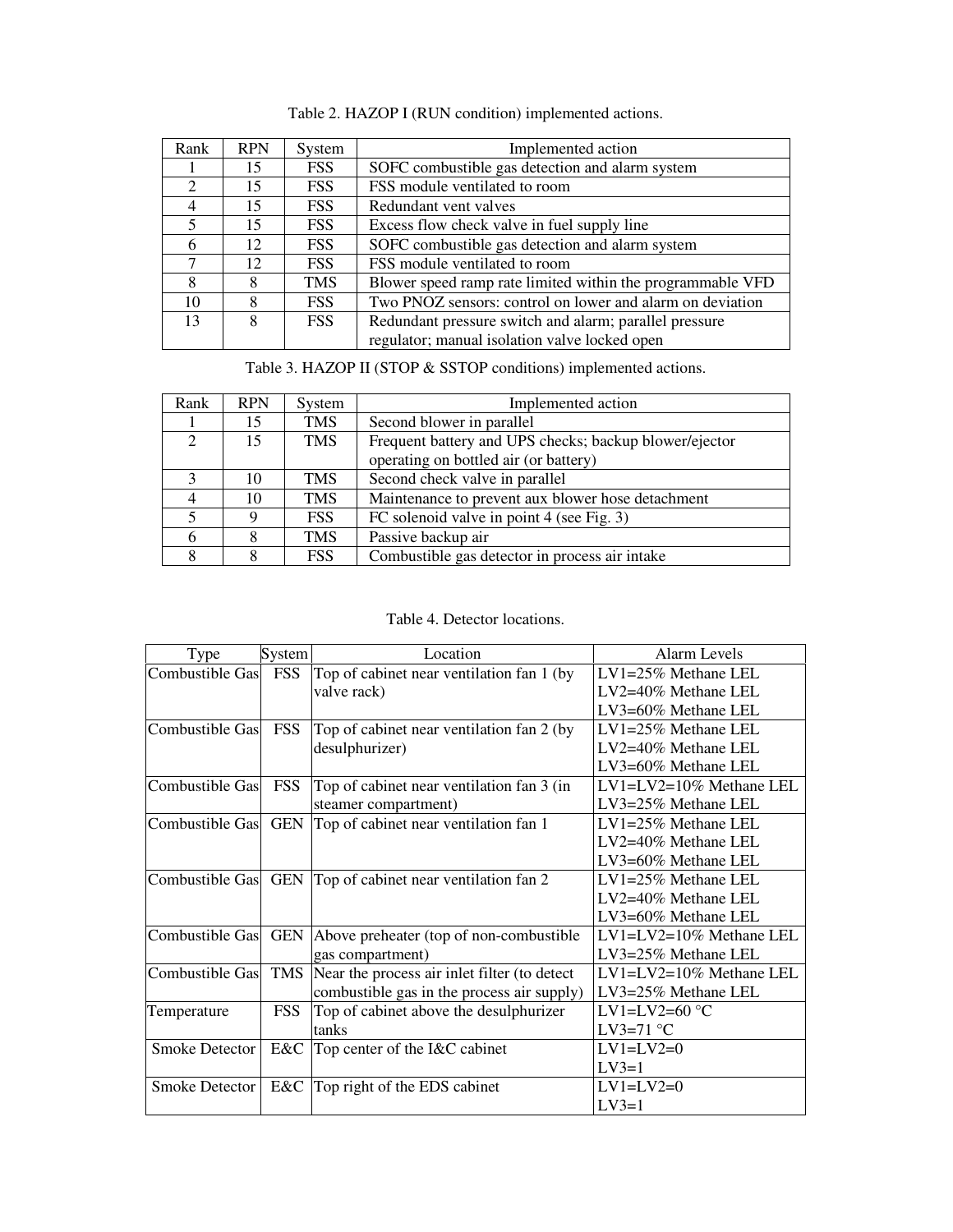Table 2. HAZOP I (RUN condition) implemented actions.

| Rank | RPN | System | Implemented action |
|---|---|---|---|
| 1 | 15 | FSS | SOFC combustible gas detection and alarm system |
| 2 | 15 | FSS | FSS module ventilated to room |
| 4 | 15 | FSS | Redundant vent valves |
| 5 | 15 | FSS | Excess flow check valve in fuel supply line |
| 6 | 12 | FSS | SOFC combustible gas detection and alarm system |
| 7 | 12 | FSS | FSS module ventilated to room |
| 8 | 8 | TMS | Blower speed ramp rate limited within the programmable VFD |
| 10 | 8 | FSS | Two PNOZ sensors: control on lower and alarm on deviation |
| 13 | 8 | FSS | Redundant pressure switch and alarm; parallel pressure regulator; manual isolation valve locked open |

Table 3. HAZOP II (STOP & SSTOP conditions) implemented actions.

| Rank | RPN | System | Implemented action |
|---|---|---|---|
| 1 | 15 | TMS | Second blower in parallel |
| 2 | 15 | TMS | Frequent battery and UPS checks; backup blower/ejector operating on bottled air (or battery) |
| 3 | 10 | TMS | Second check valve in parallel |
| 4 | 10 | TMS | Maintenance to prevent aux blower hose detachment |
| 5 | 9 | FSS | FC solenoid valve in point 4 (see Fig. 3) |
| 6 | 8 | TMS | Passive backup air |
| 8 | 8 | FSS | Combustible gas detector in process air intake |

Table 4. Detector locations.

| Type | System | Location | Alarm Levels |
|---|---|---|---|
| Combustible Gas | FSS | Top of cabinet near ventilation fan 1 (by valve rack) | LV1=25% Methane LEL<br>LV2=40% Methane LEL<br>LV3=60% Methane LEL |
| Combustible Gas | FSS | Top of cabinet near ventilation fan 2 (by desulphurizer) | LV1=25% Methane LEL<br>LV2=40% Methane LEL<br>LV3=60% Methane LEL |
| Combustible Gas | FSS | Top of cabinet near ventilation fan 3 (in steamer compartment) | LV1=LV2=10% Methane LEL<br>LV3=25% Methane LEL |
| Combustible Gas | GEN | Top of cabinet near ventilation fan 1 | LV1=25% Methane LEL<br>LV2=40% Methane LEL<br>LV3=60% Methane LEL |
| Combustible Gas | GEN | Top of cabinet near ventilation fan 2 | LV1=25% Methane LEL<br>LV2=40% Methane LEL<br>LV3=60% Methane LEL |
| Combustible Gas | GEN | Above preheater (top of non-combustible gas compartment) | LV1=LV2=10% Methane LEL<br>LV3=25% Methane LEL |
| Combustible Gas | TMS | Near the process air inlet filter (to detect combustible gas in the process air supply) | LV1=LV2=10% Methane LEL<br>LV3=25% Methane LEL |
| Temperature | FSS | Top of cabinet above the desulphurizer tanks | LV1=LV2=60 °C<br>LV3=71 °C |
| Smoke Detector | E&C | Top center of the I&C cabinet | LV1=LV2=0<br>LV3=1 |
| Smoke Detector | E&C | Top right of the EDS cabinet | LV1=LV2=0<br>LV3=1 |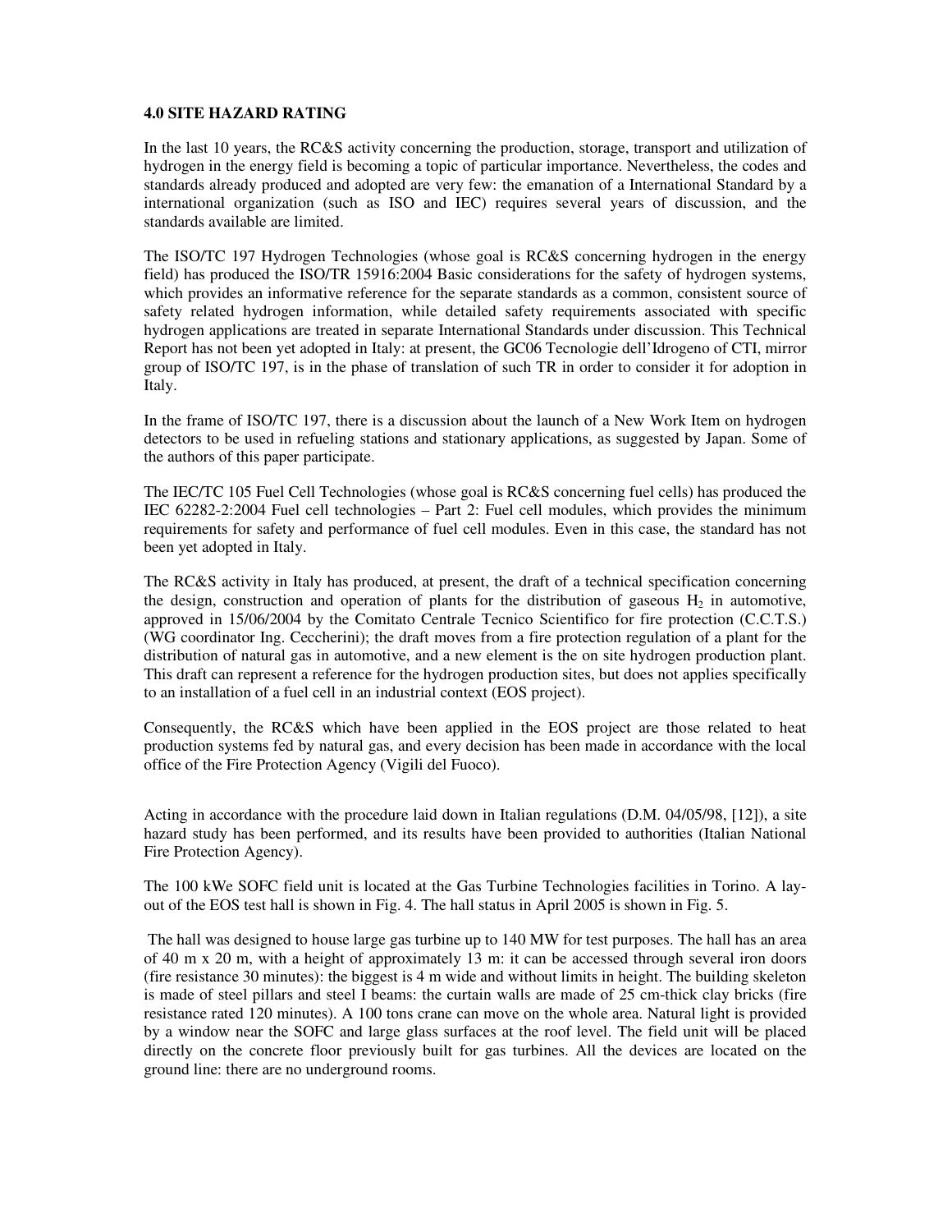## 4.0 SITE HAZARD RATING

In the last 10 years, the RC&S activity concerning the production, storage, transport and utilization of hydrogen in the energy field is becoming a topic of particular importance. Nevertheless, the codes and standards already produced and adopted are very few: the emanation of a International Standard by a international organization (such as ISO and IEC) requires several years of discussion, and the standards available are limited.

The ISO/TC 197 Hydrogen Technologies (whose goal is RC&S concerning hydrogen in the energy field) has produced the ISO/TR 15916:2004 Basic considerations for the safety of hydrogen systems, which provides an informative reference for the separate standards as a common, consistent source of safety related hydrogen information, while detailed safety requirements associated with specific hydrogen applications are treated in separate International Standards under discussion. This Technical Report has not been yet adopted in Italy: at present, the GC06 Tecnologie dell'Idrogeno of CTI, mirror group of ISO/TC 197, is in the phase of translation of such TR in order to consider it for adoption in Italy.

In the frame of ISO/TC 197, there is a discussion about the launch of a New Work Item on hydrogen detectors to be used in refueling stations and stationary applications, as suggested by Japan. Some of the authors of this paper participate.

The IEC/TC 105 Fuel Cell Technologies (whose goal is RC&S concerning fuel cells) has produced the IEC 62282-2:2004 Fuel cell technologies – Part 2: Fuel cell modules, which provides the minimum requirements for safety and performance of fuel cell modules. Even in this case, the standard has not been yet adopted in Italy.

The RC&S activity in Italy has produced, at present, the draft of a technical specification concerning the design, construction and operation of plants for the distribution of gaseous $H_2$ in automotive, approved in 15/06/2004 by the Comitato Centrale Tecnico Scientifico for fire protection (C.C.T.S.) (WG coordinator Ing. Ceccherini); the draft moves from a fire protection regulation of a plant for the distribution of natural gas in automotive, and a new element is the on site hydrogen production plant. This draft can represent a reference for the hydrogen production sites, but does not applies specifically to an installation of a fuel cell in an industrial context (EOS project).

Consequently, the RC&S which have been applied in the EOS project are those related to heat production systems fed by natural gas, and every decision has been made in accordance with the local office of the Fire Protection Agency (Vigili del Fuoco).

Acting in accordance with the procedure laid down in Italian regulations (D.M. 04/05/98, [12]), a site hazard study has been performed, and its results have been provided to authorities (Italian National Fire Protection Agency).

The 100 kWe SOFC field unit is located at the Gas Turbine Technologies facilities in Torino. A lay-out of the EOS test hall is shown in Fig. 4. The hall status in April 2005 is shown in Fig. 5.

The hall was designed to house large gas turbine up to 140 MW for test purposes. The hall has an area of 40 m x 20 m, with a height of approximately 13 m: it can be accessed through several iron doors (fire resistance 30 minutes): the biggest is 4 m wide and without limits in height. The building skeleton is made of steel pillars and steel I beams: the curtain walls are made of 25 cm-thick clay bricks (fire resistance rated 120 minutes). A 100 tons crane can move on the whole area. Natural light is provided by a window near the SOFC and large glass surfaces at the roof level. The field unit will be placed directly on the concrete floor previously built for gas turbines. All the devices are located on the ground line: there are no underground rooms.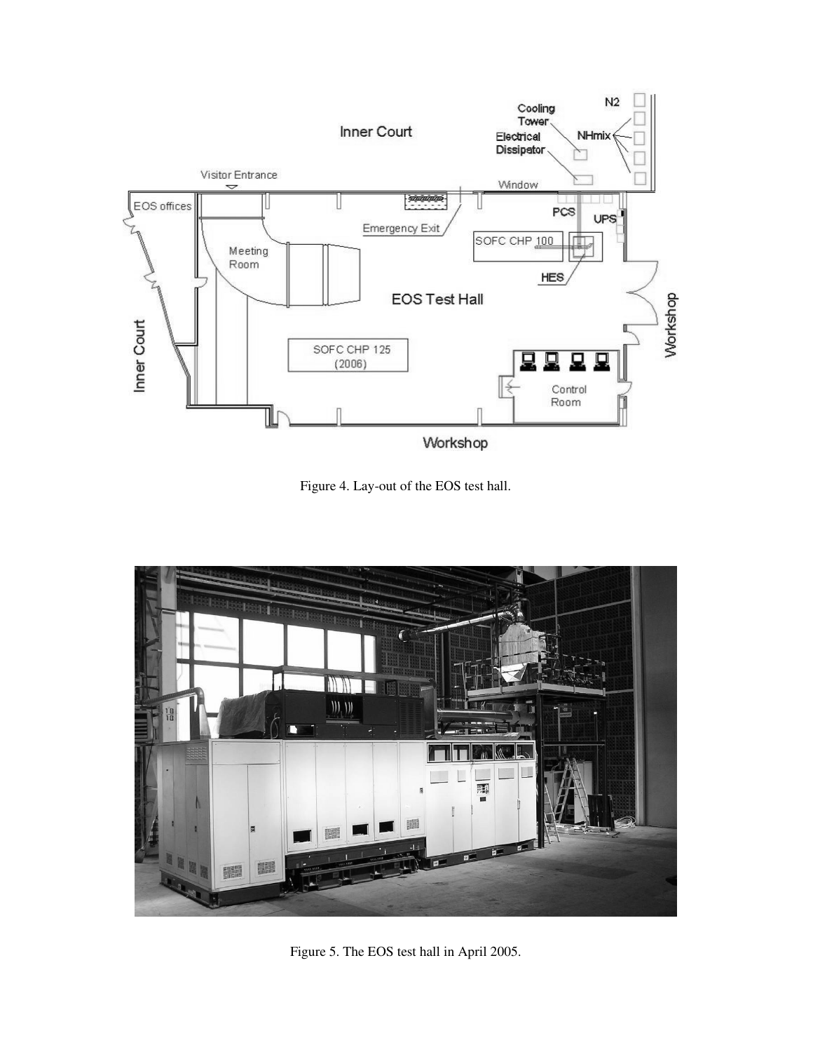Figure 4. Lay-out of the EOS test hall.

Figure 5. The EOS test hall in April 2005.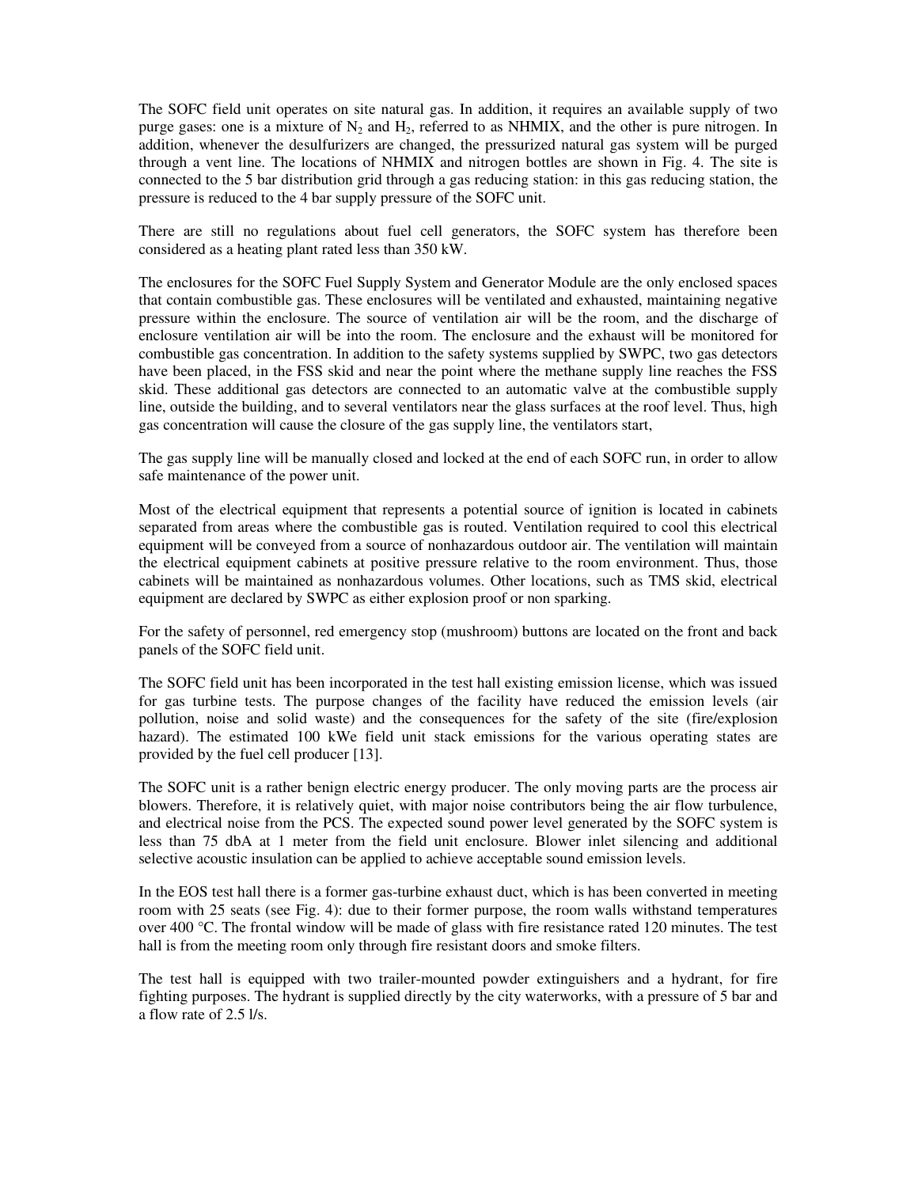The SOFC field unit operates on site natural gas. In addition, it requires an available supply of two purge gases: one is a mixture of $N_2$ and $H_2$, referred to as NHMIX, and the other is pure nitrogen. In addition, whenever the desulfurizers are changed, the pressurized natural gas system will be purged through a vent line. The locations of NHMIX and nitrogen bottles are shown in Fig. 4. The site is connected to the 5 bar distribution grid through a gas reducing station: in this gas reducing station, the pressure is reduced to the 4 bar supply pressure of the SOFC unit.

There are still no regulations about fuel cell generators, the SOFC system has therefore been considered as a heating plant rated less than 350 kW.

The enclosures for the SOFC Fuel Supply System and Generator Module are the only enclosed spaces that contain combustible gas. These enclosures will be ventilated and exhausted, maintaining negative pressure within the enclosure. The source of ventilation air will be the room, and the discharge of enclosure ventilation air will be into the room. The enclosure and the exhaust will be monitored for combustible gas concentration. In addition to the safety systems supplied by SWPC, two gas detectors have been placed, in the FSS skid and near the point where the methane supply line reaches the FSS skid. These additional gas detectors are connected to an automatic valve at the combustible supply line, outside the building, and to several ventilators near the glass surfaces at the roof level. Thus, high gas concentration will cause the closure of the gas supply line, the ventilators start,

The gas supply line will be manually closed and locked at the end of each SOFC run, in order to allow safe maintenance of the power unit.

Most of the electrical equipment that represents a potential source of ignition is located in cabinets separated from areas where the combustible gas is routed. Ventilation required to cool this electrical equipment will be conveyed from a source of nonhazardous outdoor air. The ventilation will maintain the electrical equipment cabinets at positive pressure relative to the room environment. Thus, those cabinets will be maintained as nonhazardous volumes. Other locations, such as TMS skid, electrical equipment are declared by SWPC as either explosion proof or non sparking.

For the safety of personnel, red emergency stop (mushroom) buttons are located on the front and back panels of the SOFC field unit.

The SOFC field unit has been incorporated in the test hall existing emission license, which was issued for gas turbine tests. The purpose changes of the facility have reduced the emission levels (air pollution, noise and solid waste) and the consequences for the safety of the site (fire/explosion hazard). The estimated 100 kWe field unit stack emissions for the various operating states are provided by the fuel cell producer [13].

The SOFC unit is a rather benign electric energy producer. The only moving parts are the process air blowers. Therefore, it is relatively quiet, with major noise contributors being the air flow turbulence, and electrical noise from the PCS. The expected sound power level generated by the SOFC system is less than 75 dbA at 1 meter from the field unit enclosure. Blower inlet silencing and additional selective acoustic insulation can be applied to achieve acceptable sound emission levels.

In the EOS test hall there is a former gas-turbine exhaust duct, which is has been converted in meeting room with 25 seats (see Fig. 4): due to their former purpose, the room walls withstand temperatures over 400 °C. The frontal window will be made of glass with fire resistance rated 120 minutes. The test hall is from the meeting room only through fire resistant doors and smoke filters.

The test hall is equipped with two trailer-mounted powder extinguishers and a hydrant, for fire fighting purposes. The hydrant is supplied directly by the city waterworks, with a pressure of 5 bar and a flow rate of 2.5 l/s.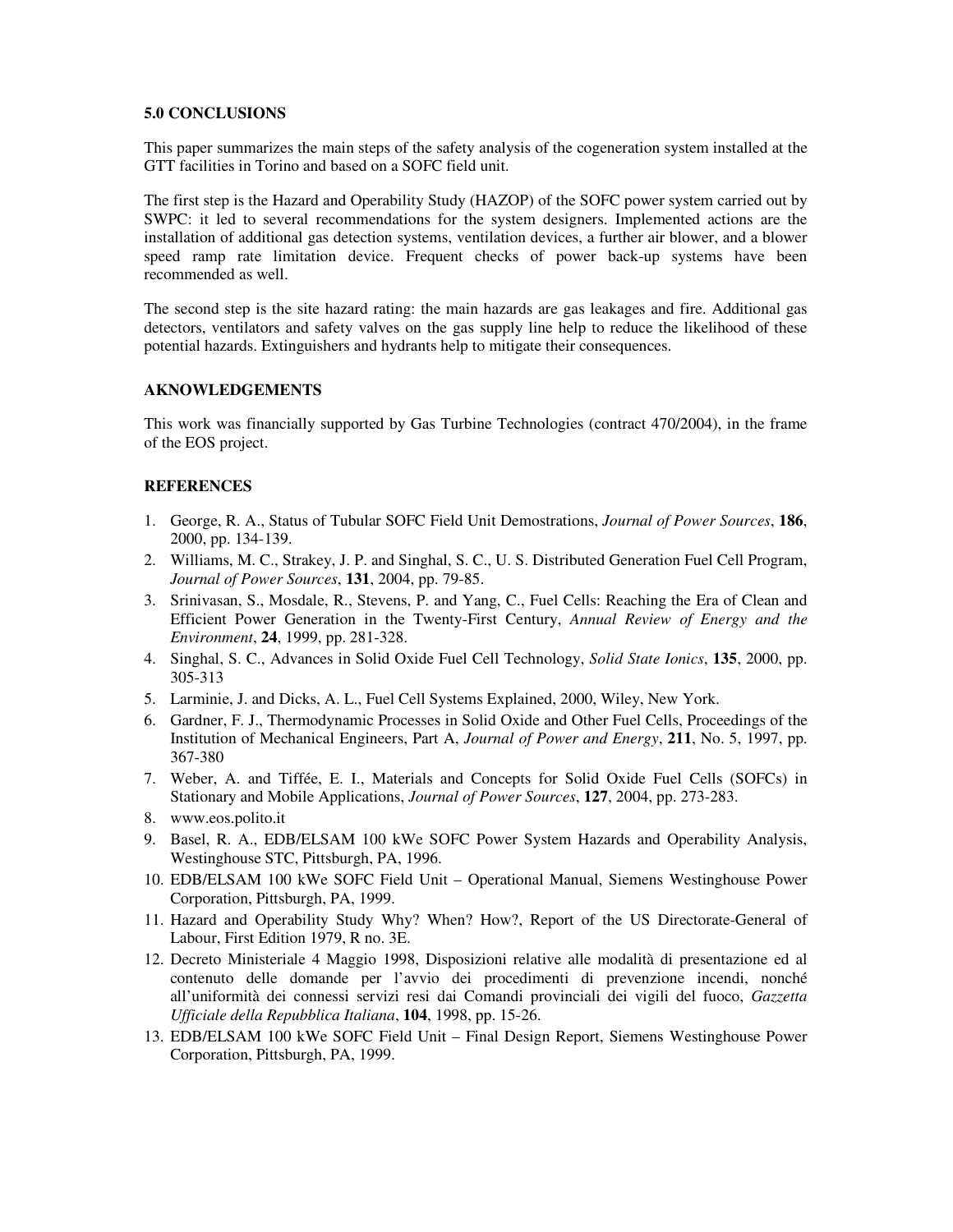## 5.0 CONCLUSIONS

This paper summarizes the main steps of the safety analysis of the cogeneration system installed at the GTT facilities in Torino and based on a SOFC field unit.

The first step is the Hazard and Operability Study (HAZOP) of the SOFC power system carried out by SWPC: it led to several recommendations for the system designers. Implemented actions are the installation of additional gas detection systems, ventilation devices, a further air blower, and a blower speed ramp rate limitation device. Frequent checks of power back-up systems have been recommended as well.

The second step is the site hazard rating: the main hazards are gas leakages and fire. Additional gas detectors, ventilators and safety valves on the gas supply line help to reduce the likelihood of these potential hazards. Extinguishers and hydrants help to mitigate their consequences.

## AKNOWLEDGEMENTS

This work was financially supported by Gas Turbine Technologies (contract 470/2004), in the frame of the EOS project.

## REFERENCES

1. George, R. A., Status of Tubular SOFC Field Unit Demostrations, *Journal of Power Sources*, **186**, 2000, pp. 134-139.
2. Williams, M. C., Strakey, J. P. and Singhal, S. C., U. S. Distributed Generation Fuel Cell Program, *Journal of Power Sources*, **131**, 2004, pp. 79-85.
3. Srinivasan, S., Mosdale, R., Stevens, P. and Yang, C., Fuel Cells: Reaching the Era of Clean and Efficient Power Generation in the Twenty-First Century, *Annual Review of Energy and the Environment*, **24**, 1999, pp. 281-328.
4. Singhal, S. C., Advances in Solid Oxide Fuel Cell Technology, *Solid State Ionics*, **135**, 2000, pp. 305-313
5. Larminie, J. and Dicks, A. L., Fuel Cell Systems Explained, 2000, Wiley, New York.
6. Gardner, F. J., Thermodynamic Processes in Solid Oxide and Other Fuel Cells, Proceedings of the Institution of Mechanical Engineers, Part A, *Journal of Power and Energy*, **211**, No. 5, 1997, pp. 367-380
7. Weber, A. and Tiffée, E. I., Materials and Concepts for Solid Oxide Fuel Cells (SOFCs) in Stationary and Mobile Applications, *Journal of Power Sources*, **127**, 2004, pp. 273-283.
8. www.eos.polito.it
9. Basel, R. A., EDB/ELSAM 100 kWe SOFC Power System Hazards and Operability Analysis, Westinghouse STC, Pittsburgh, PA, 1996.
10. EDB/ELSAM 100 kWe SOFC Field Unit – Operational Manual, Siemens Westinghouse Power Corporation, Pittsburgh, PA, 1999.
11. Hazard and Operability Study Why? When? How?, Report of the US Directorate-General of Labour, First Edition 1979, R no. 3E.
12. Decreto Ministeriale 4 Maggio 1998, Disposizioni relative alle modalità di presentazione ed al contenuto delle domande per l'avvio dei procedimenti di prevenzione incendi, nonché all'uniformità dei connessi servizi resi dai Comandi provinciali dei vigili del fuoco, *Gazzetta Ufficiale della Repubblica Italiana*, **104**, 1998, pp. 15-26.
13. EDB/ELSAM 100 kWe SOFC Field Unit – Final Design Report, Siemens Westinghouse Power Corporation, Pittsburgh, PA, 1999.